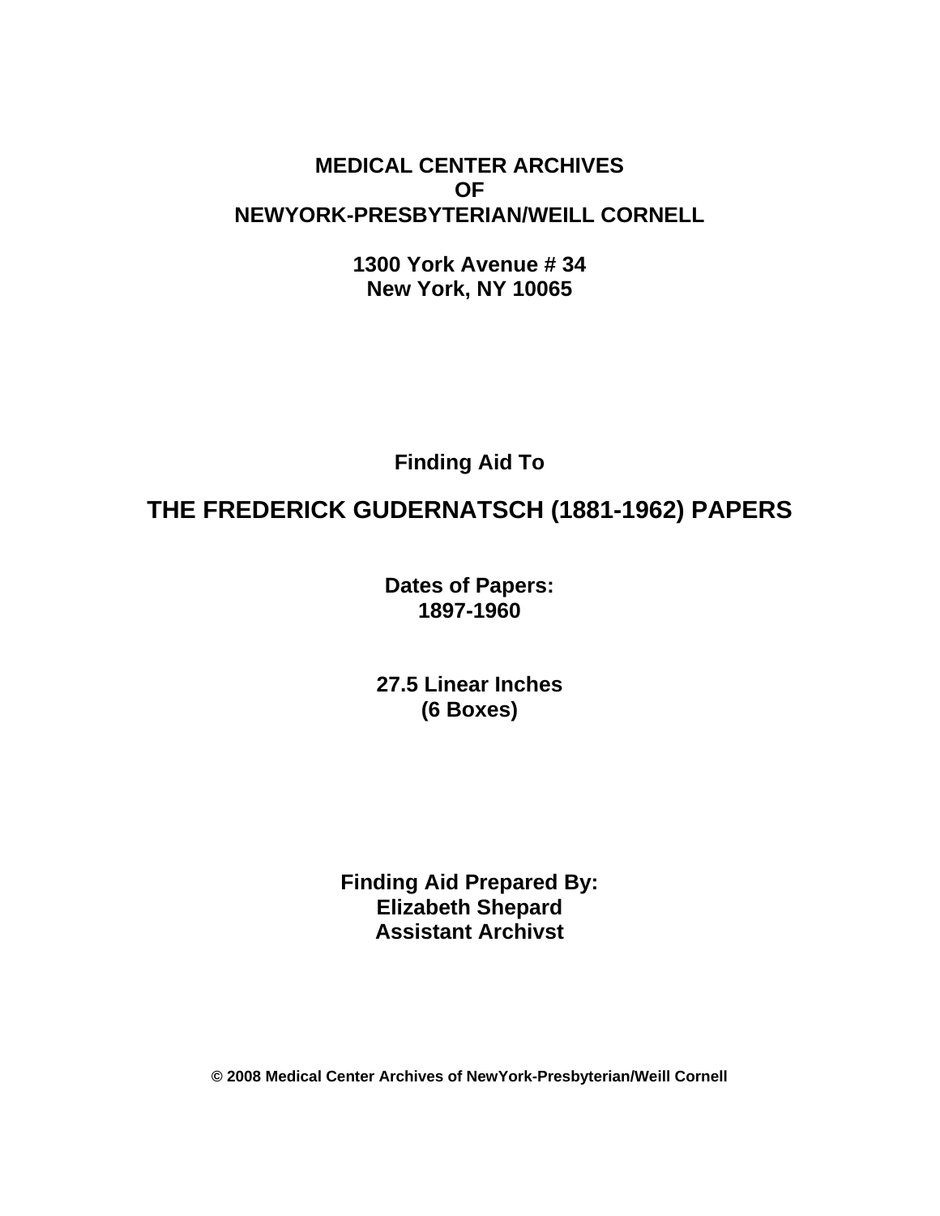**MEDICAL CENTER ARCHIVES**
**OF**
**NEWYORK-PRESBYTERIAN/WEILL CORNELL**

**1300 York Avenue # 34**
**New York, NY 10065**

**Finding Aid To**

# THE FREDERICK GUDERNATSCH (1881-1962) PAPERS

**Dates of Papers:**
**1897-1960**

**27.5 Linear Inches**
**(6 Boxes)**

**Finding Aid Prepared By:**
**Elizabeth Shepard**
**Assistant Archivst**

**© 2008 Medical Center Archives of NewYork-Presbyterian/Weill Cornell**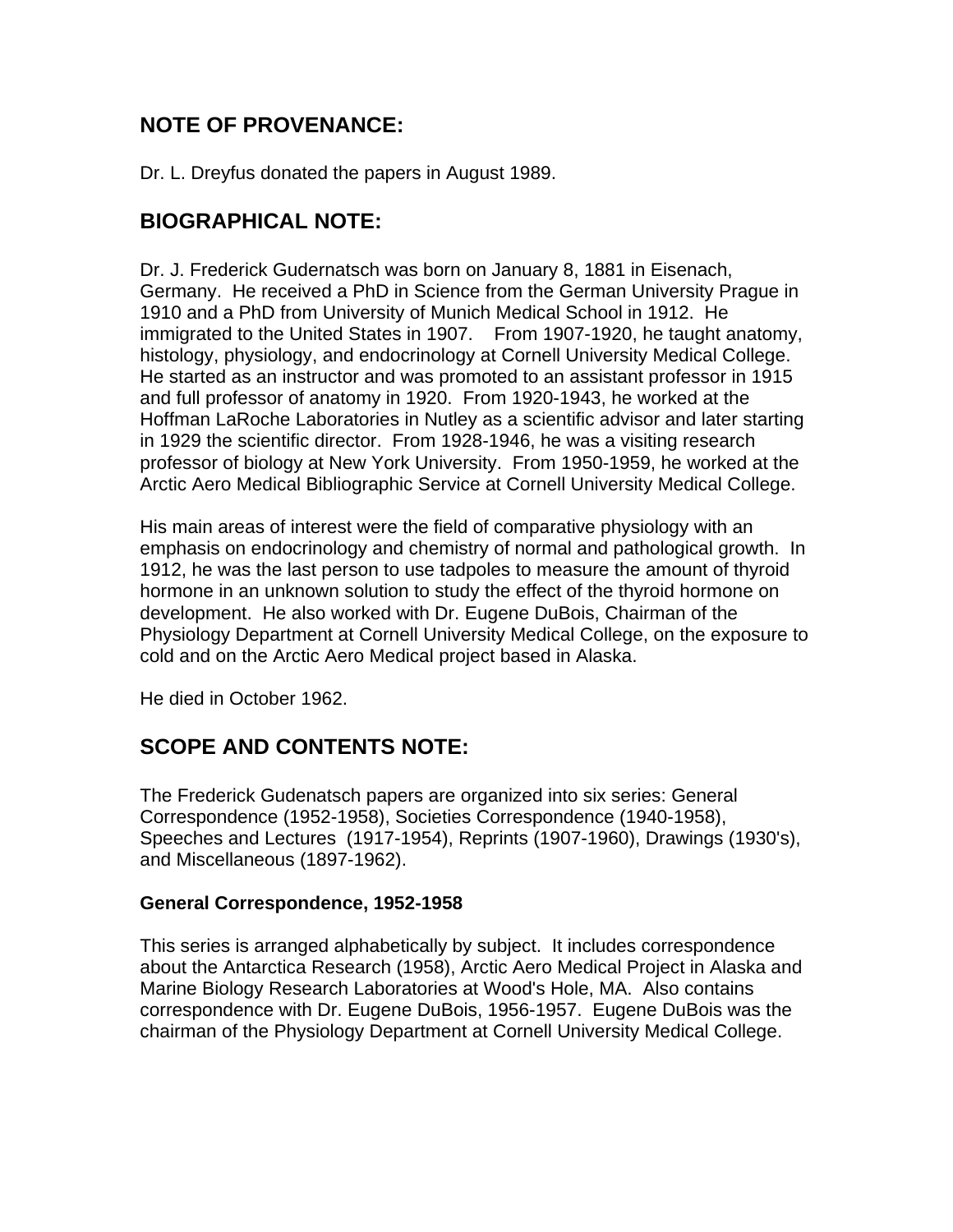## NOTE OF PROVENANCE:

Dr. L. Dreyfus donated the papers in August 1989.

## BIOGRAPHICAL NOTE:

Dr. J. Frederick Gudernatsch was born on January 8, 1881 in Eisenach, Germany. He received a PhD in Science from the German University Prague in 1910 and a PhD from University of Munich Medical School in 1912. He immigrated to the United States in 1907. From 1907-1920, he taught anatomy, histology, physiology, and endocrinology at Cornell University Medical College. He started as an instructor and was promoted to an assistant professor in 1915 and full professor of anatomy in 1920. From 1920-1943, he worked at the Hoffman LaRoche Laboratories in Nutley as a scientific advisor and later starting in 1929 the scientific director. From 1928-1946, he was a visiting research professor of biology at New York University. From 1950-1959, he worked at the Arctic Aero Medical Bibliographic Service at Cornell University Medical College.

His main areas of interest were the field of comparative physiology with an emphasis on endocrinology and chemistry of normal and pathological growth. In 1912, he was the last person to use tadpoles to measure the amount of thyroid hormone in an unknown solution to study the effect of the thyroid hormone on development. He also worked with Dr. Eugene DuBois, Chairman of the Physiology Department at Cornell University Medical College, on the exposure to cold and on the Arctic Aero Medical project based in Alaska.

He died in October 1962.

## SCOPE AND CONTENTS NOTE:

The Frederick Gudenatsch papers are organized into six series: General Correspondence (1952-1958), Societies Correspondence (1940-1958), Speeches and Lectures (1917-1954), Reprints (1907-1960), Drawings (1930's), and Miscellaneous (1897-1962).

### General Correspondence, 1952-1958

This series is arranged alphabetically by subject. It includes correspondence about the Antarctica Research (1958), Arctic Aero Medical Project in Alaska and Marine Biology Research Laboratories at Wood's Hole, MA. Also contains correspondence with Dr. Eugene DuBois, 1956-1957. Eugene DuBois was the chairman of the Physiology Department at Cornell University Medical College.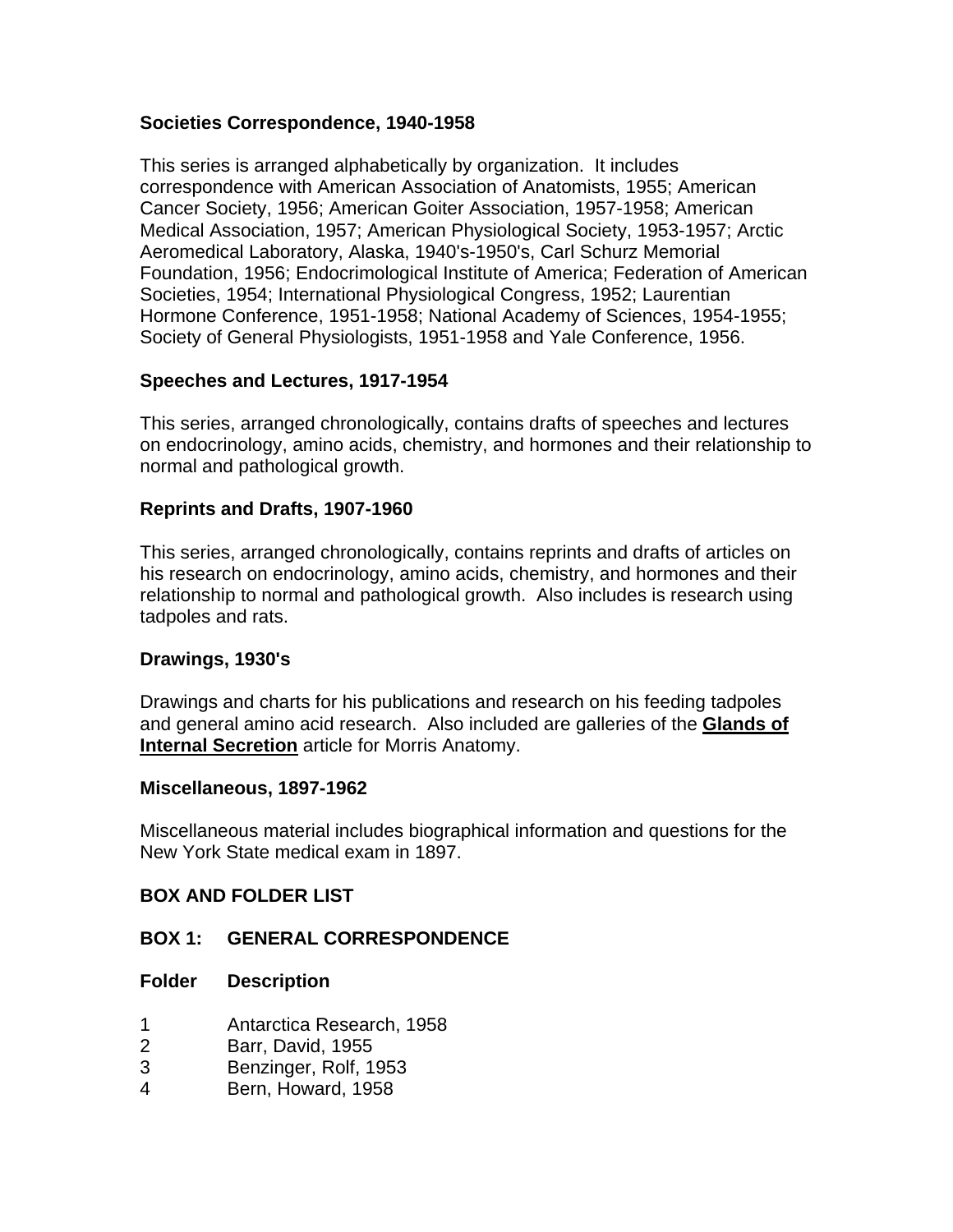**Societies Correspondence, 1940-1958**

This series is arranged alphabetically by organization. It includes correspondence with American Association of Anatomists, 1955; American Cancer Society, 1956; American Goiter Association, 1957-1958; American Medical Association, 1957; American Physiological Society, 1953-1957; Arctic Aeromedical Laboratory, Alaska, 1940's-1950's, Carl Schurz Memorial Foundation, 1956; Endocrimological Institute of America; Federation of American Societies, 1954; International Physiological Congress, 1952; Laurentian Hormone Conference, 1951-1958; National Academy of Sciences, 1954-1955; Society of General Physiologists, 1951-1958 and Yale Conference, 1956.

**Speeches and Lectures, 1917-1954**

This series, arranged chronologically, contains drafts of speeches and lectures on endocrinology, amino acids, chemistry, and hormones and their relationship to normal and pathological growth.

**Reprints and Drafts, 1907-1960**

This series, arranged chronologically, contains reprints and drafts of articles on his research on endocrinology, amino acids, chemistry, and hormones and their relationship to normal and pathological growth. Also includes is research using tadpoles and rats.

**Drawings, 1930's**

Drawings and charts for his publications and research on his feeding tadpoles and general amino acid research. Also included are galleries of the **Glands of Internal Secretion** article for Morris Anatomy.

**Miscellaneous, 1897-1962**

Miscellaneous material includes biographical information and questions for the New York State medical exam in 1897.

**BOX AND FOLDER LIST**

**BOX 1: GENERAL CORRESPONDENCE**

| Folder | Description |
|---|---|
| 1 | Antarctica Research, 1958 |
| 2 | Barr, David, 1955 |
| 3 | Benzinger, Rolf, 1953 |
| 4 | Bern, Howard, 1958 |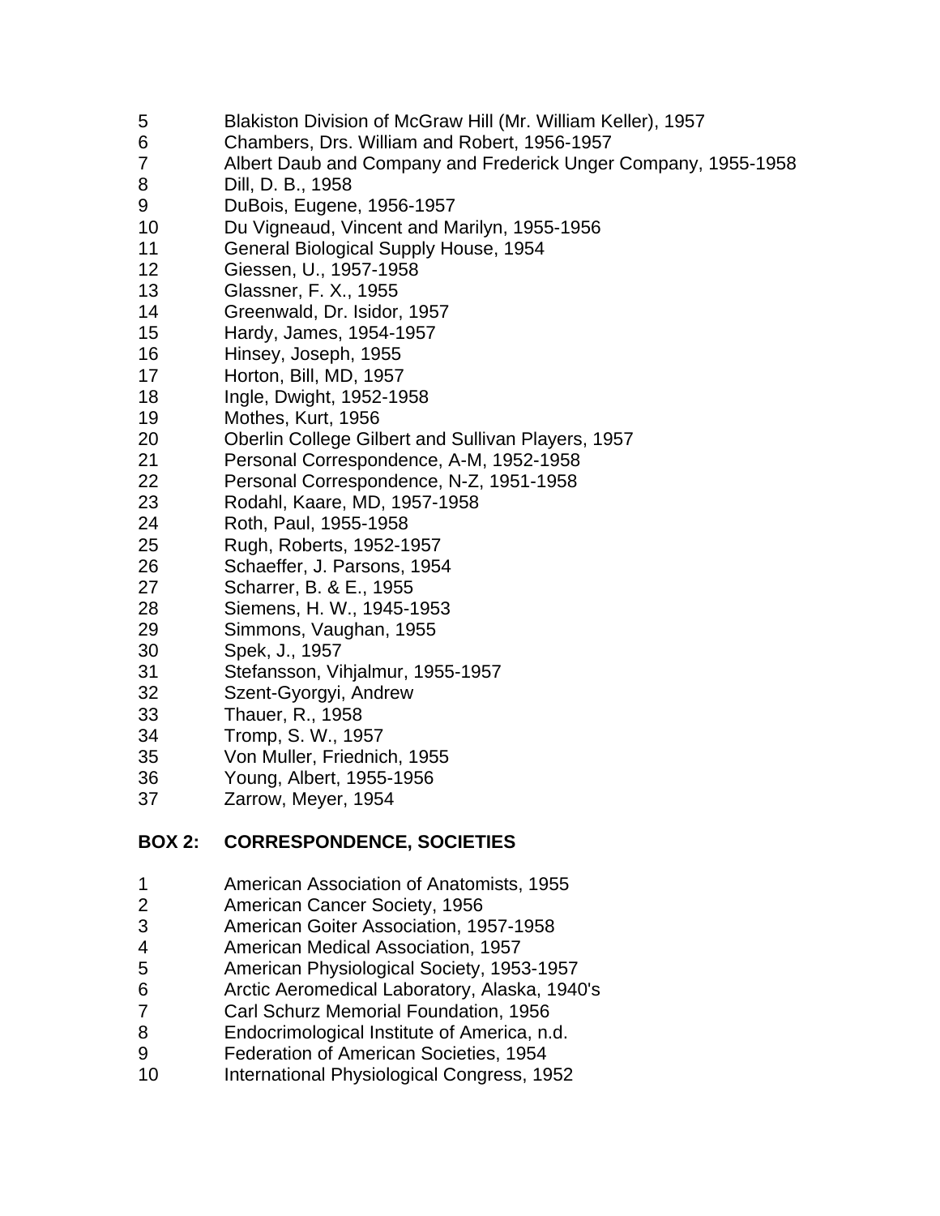5 Blakiston Division of McGraw Hill (Mr. William Keller), 1957
6 Chambers, Drs. William and Robert, 1956-1957
7 Albert Daub and Company and Frederick Unger Company, 1955-1958
8 Dill, D. B., 1958
9 DuBois, Eugene, 1956-1957
10 Du Vigneaud, Vincent and Marilyn, 1955-1956
11 General Biological Supply House, 1954
12 Giessen, U., 1957-1958
13 Glassner, F. X., 1955
14 Greenwald, Dr. Isidor, 1957
15 Hardy, James, 1954-1957
16 Hinsey, Joseph, 1955
17 Horton, Bill, MD, 1957
18 Ingle, Dwight, 1952-1958
19 Mothes, Kurt, 1956
20 Oberlin College Gilbert and Sullivan Players, 1957
21 Personal Correspondence, A-M, 1952-1958
22 Personal Correspondence, N-Z, 1951-1958
23 Rodahl, Kaare, MD, 1957-1958
24 Roth, Paul, 1955-1958
25 Rugh, Roberts, 1952-1957
26 Schaeffer, J. Parsons, 1954
27 Scharrer, B. & E., 1955
28 Siemens, H. W., 1945-1953
29 Simmons, Vaughan, 1955
30 Spek, J., 1957
31 Stefansson, Vihjalmur, 1955-1957
32 Szent-Gyorgyi, Andrew
33 Thauer, R., 1958
34 Tromp, S. W., 1957
35 Von Muller, Friednich, 1955
36 Young, Albert, 1955-1956
37 Zarrow, Meyer, 1954

**BOX 2: CORRESPONDENCE, SOCIETIES**

1 American Association of Anatomists, 1955
2 American Cancer Society, 1956
3 American Goiter Association, 1957-1958
4 American Medical Association, 1957
5 American Physiological Society, 1953-1957
6 Arctic Aeromedical Laboratory, Alaska, 1940's
7 Carl Schurz Memorial Foundation, 1956
8 Endocrimological Institute of America, n.d.
9 Federation of American Societies, 1954
10 International Physiological Congress, 1952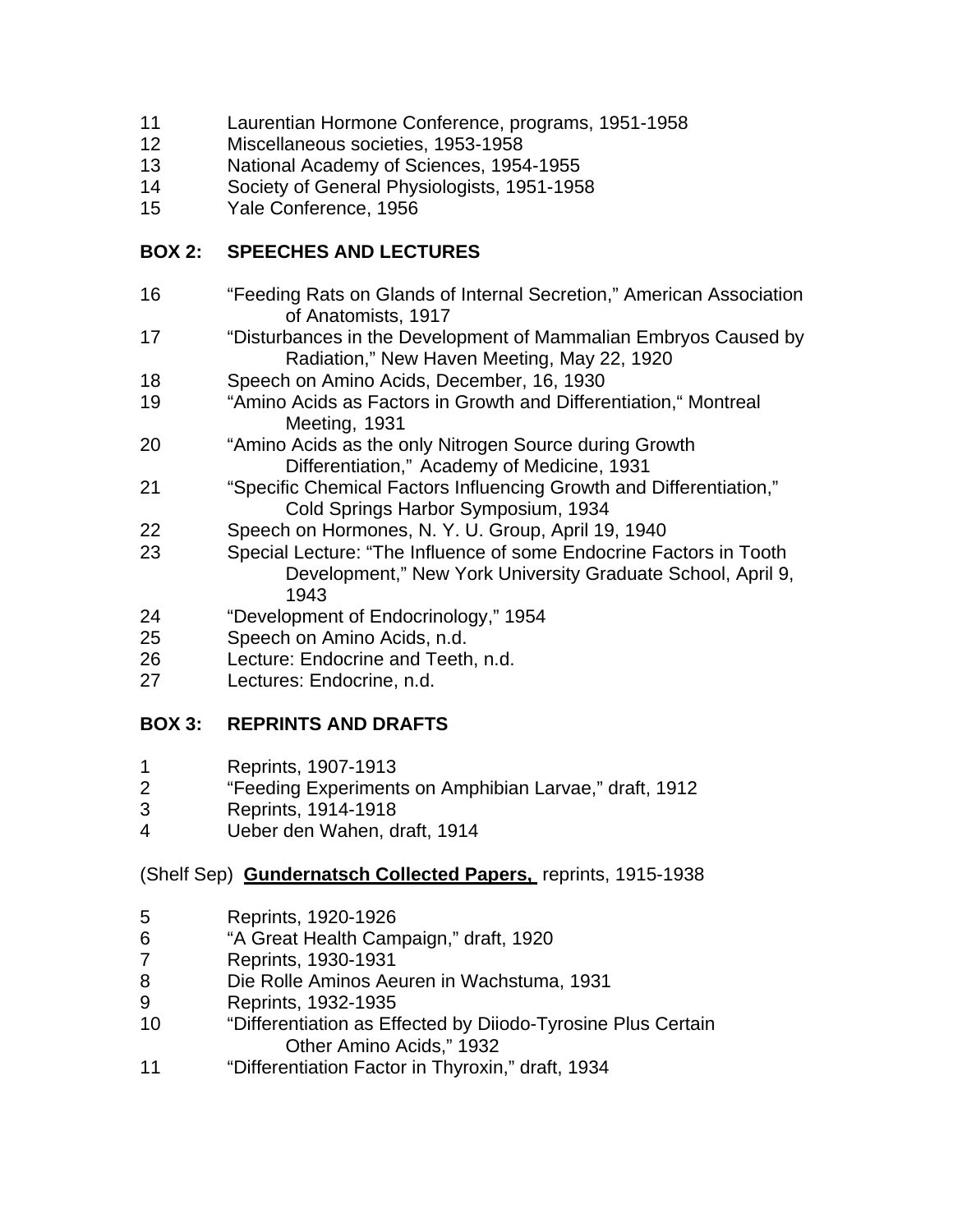11 Laurentian Hormone Conference, programs, 1951-1958
12 Miscellaneous societies, 1953-1958
13 National Academy of Sciences, 1954-1955
14 Society of General Physiologists, 1951-1958
15 Yale Conference, 1956

**BOX 2: SPEECHES AND LECTURES**

16 "Feeding Rats on Glands of Internal Secretion," American Association of Anatomists, 1917
17 "Disturbances in the Development of Mammalian Embryos Caused by Radiation," New Haven Meeting, May 22, 1920
18 Speech on Amino Acids, December, 16, 1930
19 "Amino Acids as Factors in Growth and Differentiation," Montreal Meeting, 1931
20 "Amino Acids as the only Nitrogen Source during Growth Differentiation," Academy of Medicine, 1931
21 "Specific Chemical Factors Influencing Growth and Differentiation," Cold Springs Harbor Symposium, 1934
22 Speech on Hormones, N. Y. U. Group, April 19, 1940
23 Special Lecture: "The Influence of some Endocrine Factors in Tooth Development," New York University Graduate School, April 9, 1943
24 "Development of Endocrinology," 1954
25 Speech on Amino Acids, n.d.
26 Lecture: Endocrine and Teeth, n.d.
27 Lectures: Endocrine, n.d.

**BOX 3: REPRINTS AND DRAFTS**

1 Reprints, 1907-1913
2 "Feeding Experiments on Amphibian Larvae," draft, 1912
3 Reprints, 1914-1918
4 Ueber den Wahen, draft, 1914

(Shelf Sep) **Gundernatsch Collected Papers,** reprints, 1915-1938

5 Reprints, 1920-1926
6 "A Great Health Campaign," draft, 1920
7 Reprints, 1930-1931
8 Die Rolle Aminos Aeuren in Wachstuma, 1931
9 Reprints, 1932-1935
10 "Differentiation as Effected by Diiodo-Tyrosine Plus Certain Other Amino Acids," 1932
11 "Differentiation Factor in Thyroxin," draft, 1934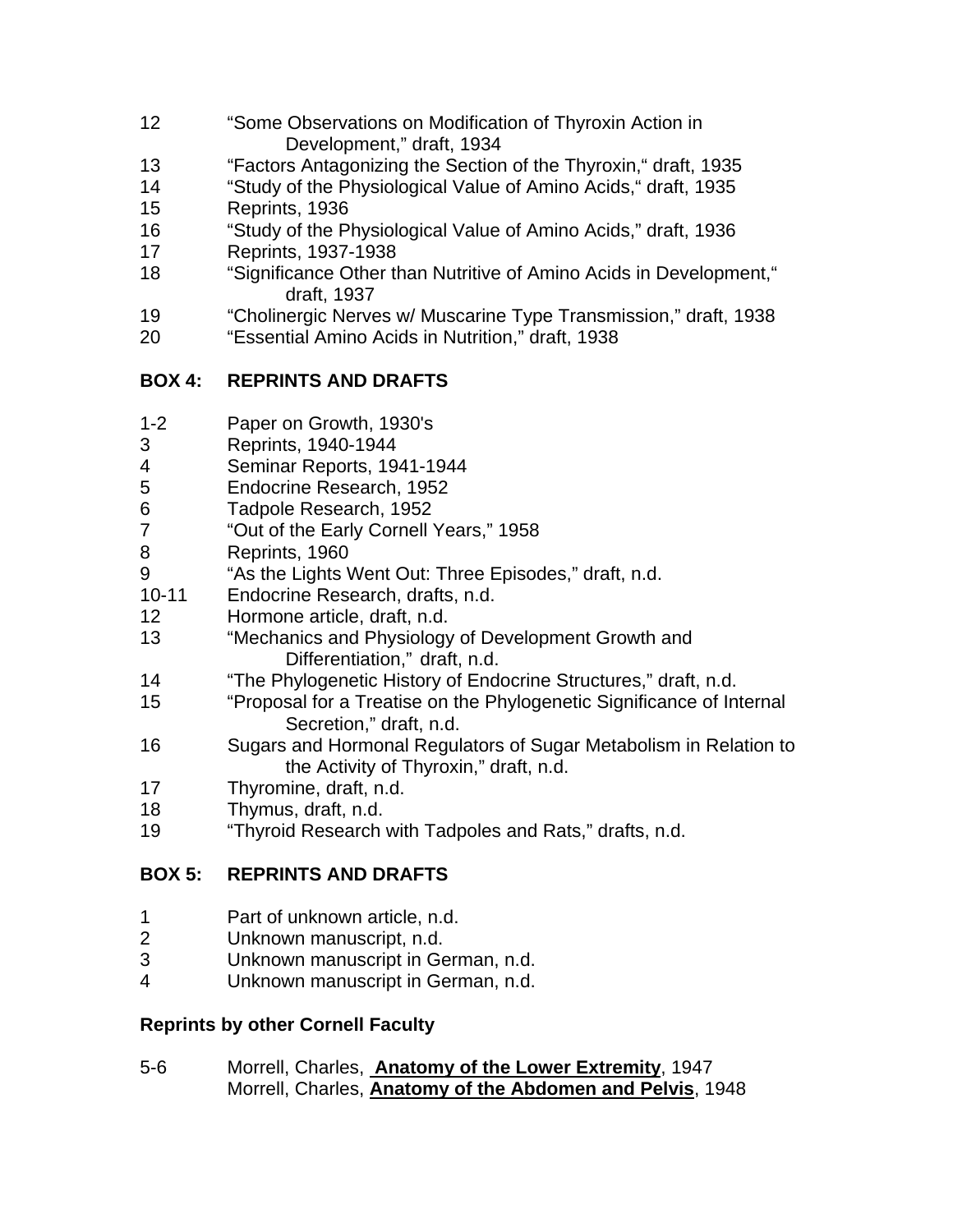| | |
|---|---|
| 12 | "Some Observations on Modification of Thyroxin Action in Development," draft, 1934 |
| 13 | "Factors Antagonizing the Section of the Thyroxin," draft, 1935 |
| 14 | "Study of the Physiological Value of Amino Acids," draft, 1935 |
| 15 | Reprints, 1936 |
| 16 | "Study of the Physiological Value of Amino Acids," draft, 1936 |
| 17 | Reprints, 1937-1938 |
| 18 | "Significance Other than Nutritive of Amino Acids in Development," draft, 1937 |
| 19 | "Cholinergic Nerves w/ Muscarine Type Transmission," draft, 1938 |
| 20 | "Essential Amino Acids in Nutrition," draft, 1938 |

## BOX 4: REPRINTS AND DRAFTS

| | |
|---|---|
| 1-2 | Paper on Growth, 1930's |
| 3 | Reprints, 1940-1944 |
| 4 | Seminar Reports, 1941-1944 |
| 5 | Endocrine Research, 1952 |
| 6 | Tadpole Research, 1952 |
| 7 | "Out of the Early Cornell Years," 1958 |
| 8 | Reprints, 1960 |
| 9 | "As the Lights Went Out: Three Episodes," draft, n.d. |
| 10-11 | Endocrine Research, drafts, n.d. |
| 12 | Hormone article, draft, n.d. |
| 13 | "Mechanics and Physiology of Development Growth and Differentiation," draft, n.d. |
| 14 | "The Phylogenetic History of Endocrine Structures," draft, n.d. |
| 15 | "Proposal for a Treatise on the Phylogenetic Significance of Internal Secretion," draft, n.d. |
| 16 | Sugars and Hormonal Regulators of Sugar Metabolism in Relation to the Activity of Thyroxin," draft, n.d. |
| 17 | Thyromine, draft, n.d. |
| 18 | Thymus, draft, n.d. |
| 19 | "Thyroid Research with Tadpoles and Rats," drafts, n.d. |

## BOX 5: REPRINTS AND DRAFTS

| | |
|---|---|
| 1 | Part of unknown article, n.d. |
| 2 | Unknown manuscript, n.d. |
| 3 | Unknown manuscript in German, n.d. |
| 4 | Unknown manuscript in German, n.d. |

### Reprints by other Cornell Faculty

| | |
|---|---|
| 5-6 | Morrell, Charles, **Anatomy of the Lower Extremity**, 1947 |
| | Morrell, Charles, **Anatomy of the Abdomen and Pelvis**, 1948 |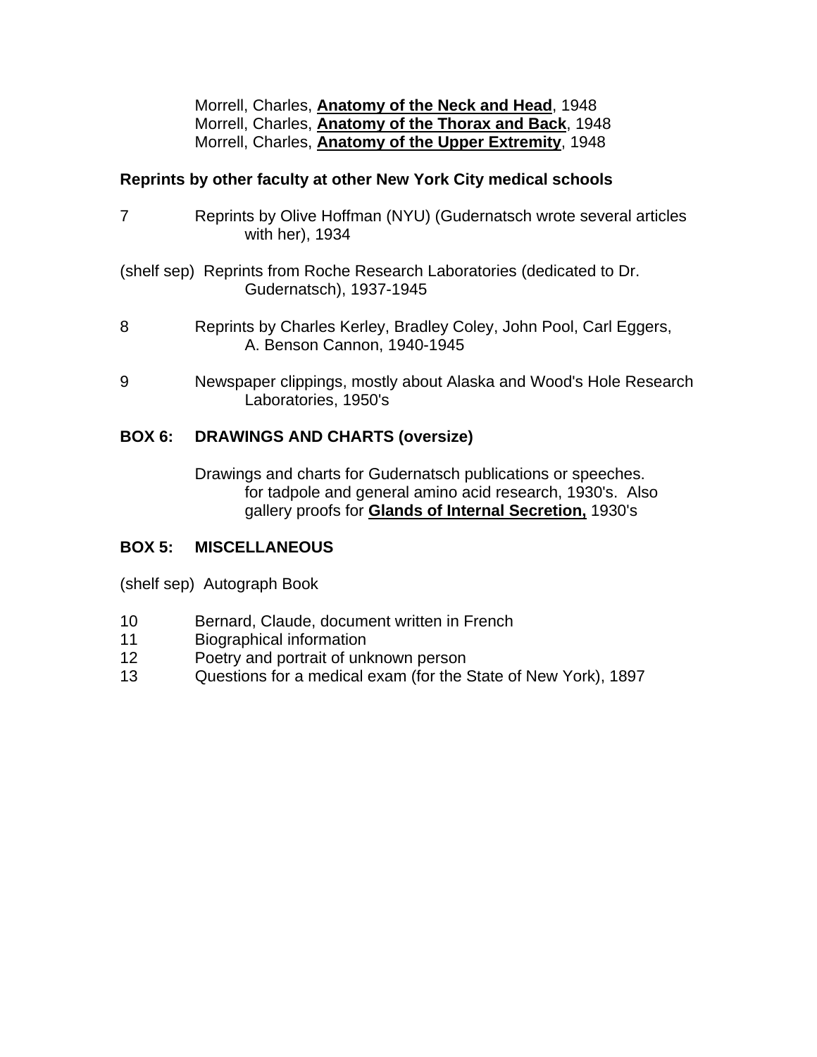Morrell, Charles, **Anatomy of the Neck and Head**, 1948
Morrell, Charles, **Anatomy of the Thorax and Back**, 1948
Morrell, Charles, **Anatomy of the Upper Extremity**, 1948

**Reprints by other faculty at other New York City medical schools**

7 Reprints by Olive Hoffman (NYU) (Gudernatsch wrote several articles with her), 1934

(shelf sep) Reprints from Roche Research Laboratories (dedicated to Dr. Gudernatsch), 1937-1945

8 Reprints by Charles Kerley, Bradley Coley, John Pool, Carl Eggers, A. Benson Cannon, 1940-1945

9 Newspaper clippings, mostly about Alaska and Wood's Hole Research Laboratories, 1950's

**BOX 6: DRAWINGS AND CHARTS (oversize)**

Drawings and charts for Gudernatsch publications or speeches. for tadpole and general amino acid research, 1930's. Also gallery proofs for **Glands of Internal Secretion,** 1930's

**BOX 5: MISCELLANEOUS**

(shelf sep) Autograph Book

10 Bernard, Claude, document written in French
11 Biographical information
12 Poetry and portrait of unknown person
13 Questions for a medical exam (for the State of New York), 1897